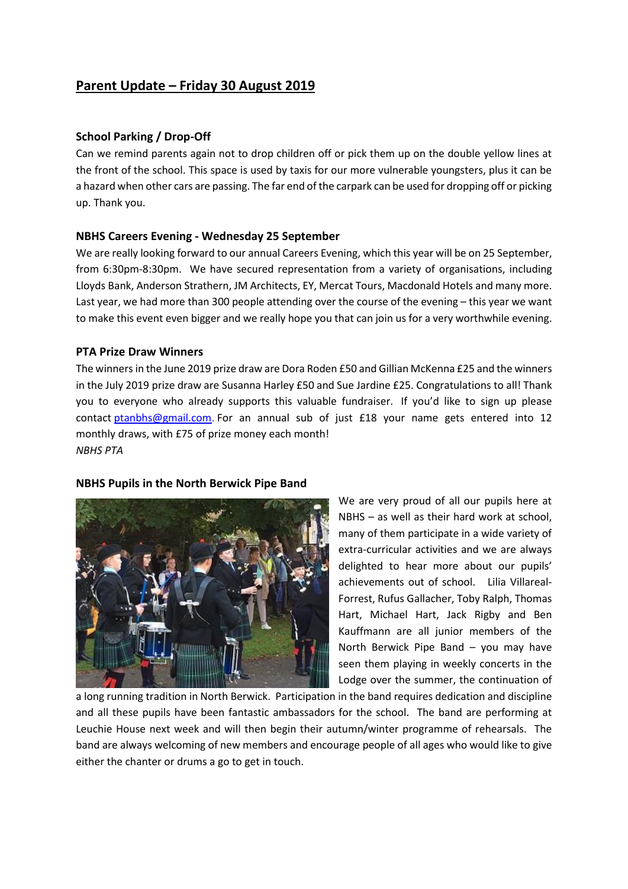## Parent Update – Friday 30 August 2019

### School Parking / Drop-Off

Can we remind parents again not to drop children off or pick them up on the double yellow lines at the front of the school. This space is used by taxis for our more vulnerable youngsters, plus it can be a hazard when other cars are passing. The far end of the carpark can be used for dropping off or picking up. Thank you.

### NBHS Careers Evening - Wednesday 25 September

We are really looking forward to our annual Careers Evening, which this year will be on 25 September, from 6:30pm-8:30pm. We have secured representation from a variety of organisations, including Lloyds Bank, Anderson Strathern, JM Architects, EY, Mercat Tours, Macdonald Hotels and many more. Last year, we had more than 300 people attending over the course of the evening – this year we want to make this event even bigger and we really hope you that can join us for a very worthwhile evening.

### PTA Prize Draw Winners

The winners in the June 2019 prize draw are Dora Roden £50 and Gillian McKenna £25 and the winners in the July 2019 prize draw are Susanna Harley £50 and Sue Jardine £25. Congratulations to all! Thank you to everyone who already supports this valuable fundraiser. If you'd like to sign up please contact [ptanbhs@gmail.com](mailto:ptanbhs@gmail.com). For an annual sub of just £18 your name gets entered into 12 monthly draws, with £75 of prize money each month!

*NBHS PTA*

### NBHS Pupils in the North Berwick Pipe Band

We are very proud of all our pupils here at NBHS – as well as their hard work at school, many of them participate in a wide variety of extra-curricular activities and we are always delighted to hear more about our pupils' achievements out of school. Lilia Villareal-Forrest, Rufus Gallacher, Toby Ralph, Thomas Hart, Michael Hart, Jack Rigby and Ben Kauffmann are all junior members of the North Berwick Pipe Band – you may have seen them playing in weekly concerts in the Lodge over the summer, the continuation of a long running tradition in North Berwick. Participation in the band requires dedication and discipline and all these pupils have been fantastic ambassadors for the school. The band are performing at Leuchie House next week and will then begin their autumn/winter programme of rehearsals. The band are always welcoming of new members and encourage people of all ages who would like to give either the chanter or drums a go to get in touch.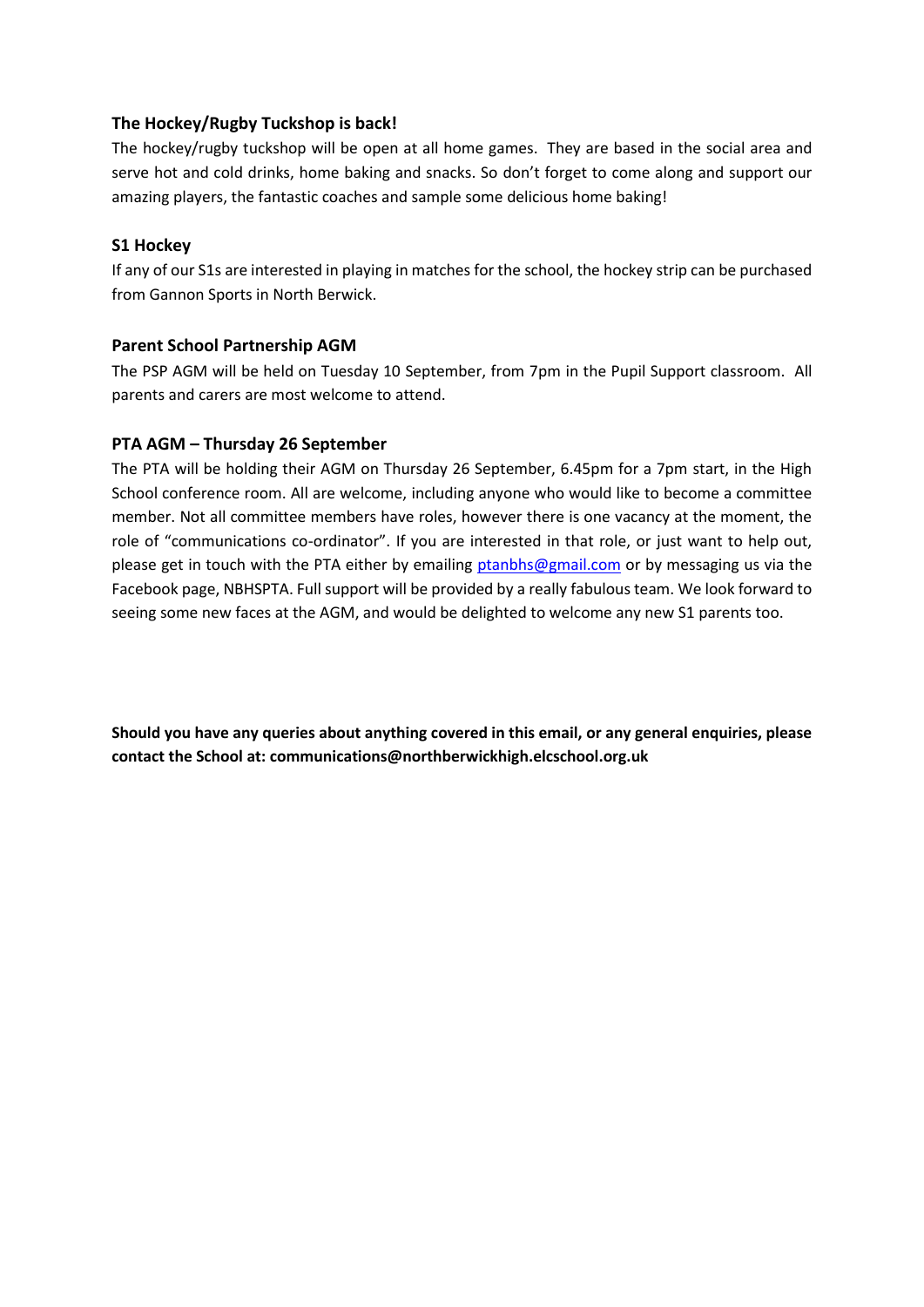### The Hockey/Rugby Tuckshop is back!

The hockey/rugby tuckshop will be open at all home games. They are based in the social area and serve hot and cold drinks, home baking and snacks. So don't forget to come along and support our amazing players, the fantastic coaches and sample some delicious home baking!

### S1 Hockey

If any of our S1s are interested in playing in matches for the school, the hockey strip can be purchased from Gannon Sports in North Berwick.

### Parent School Partnership AGM

The PSP AGM will be held on Tuesday 10 September, from 7pm in the Pupil Support classroom. All parents and carers are most welcome to attend.

### PTA AGM – Thursday 26 September

The PTA will be holding their AGM on Thursday 26 September, 6.45pm for a 7pm start, in the High School conference room. All are welcome, including anyone who would like to become a committee member. Not all committee members have roles, however there is one vacancy at the moment, the role of "communications co-ordinator". If you are interested in that role, or just want to help out, please get in touch with the PTA either by emailing [ptanbhs@gmail.com](mailto:ptanbhs@gmail.com) or by messaging us via the Facebook page, NBHSPTA. Full support will be provided by a really fabulous team. We look forward to seeing some new faces at the AGM, and would be delighted to welcome any new S1 parents too.

**Should you have any queries about anything covered in this email, or any general enquiries, please contact the School at: communications@northberwickhigh.elcschool.org.uk**